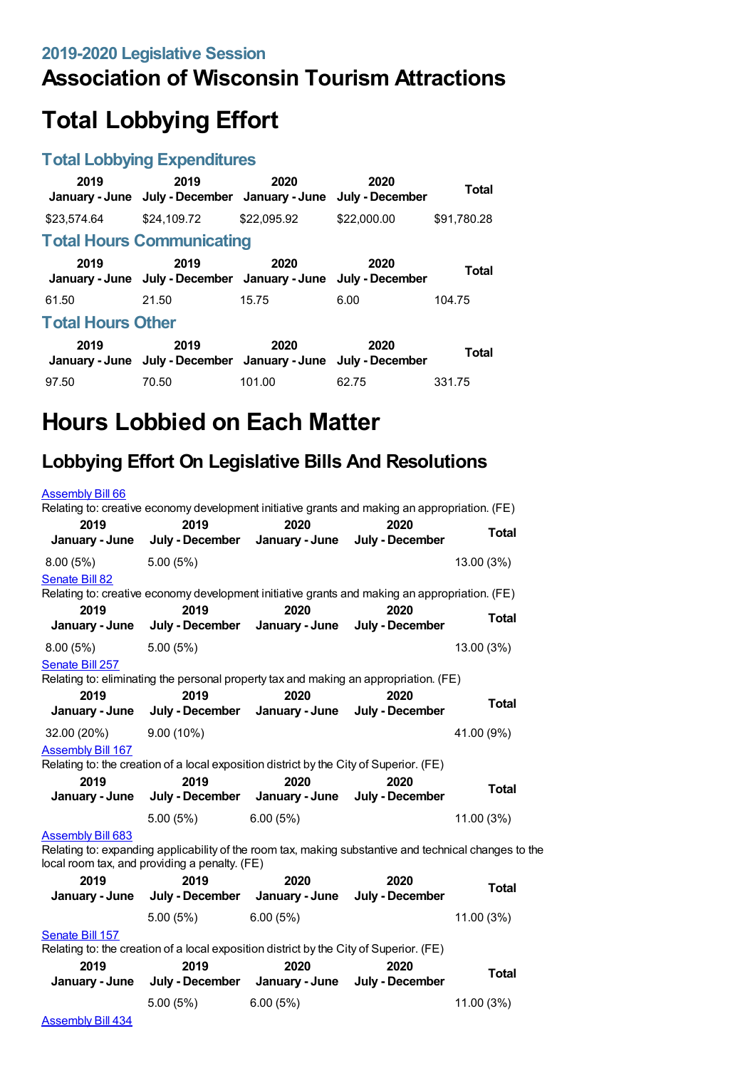## 2019-2020 Legislative Session

# Association of Wisconsin Tourism Attractions

# Total Lobbying Effort

## Total Lobbying Expenditures

| 2019 January - June | 2019 July - December | 2020 January - June | 2020 July - December | Total |
|---|---|---|---|---|
| $23,574.64 | $24,109.72 | $22,095.92 | $22,000.00 | $91,780.28 |

## Total Hours Communicating

| 2019 January - June | 2019 July - December | 2020 January - June | 2020 July - December | Total |
|---|---|---|---|---|
| 61.50 | 21.50 | 15.75 | 6.00 | 104.75 |

## Total Hours Other

| 2019 January - June | 2019 July - December | 2020 January - June | 2020 July - December | Total |
|---|---|---|---|---|
| 97.50 | 70.50 | 101.00 | 62.75 | 331.75 |

# Hours Lobbied on Each Matter

## Lobbying Effort On Legislative Bills And Resolutions

Assembly Bill 66

Relating to: creative economy development initiative grants and making an appropriation. (FE)

| 2019 January - June | 2019 July - December | 2020 January - June | 2020 July - December | Total |
|---|---|---|---|---|
| 8.00 (5%) | 5.00 (5%) | | | 13.00 (3%) |

Senate Bill 82

Relating to: creative economy development initiative grants and making an appropriation. (FE)

| 2019 January - June | 2019 July - December | 2020 January - June | 2020 July - December | Total |
|---|---|---|---|---|
| 8.00 (5%) | 5.00 (5%) | | | 13.00 (3%) |

Senate Bill 257

Relating to: eliminating the personal property tax and making an appropriation. (FE)

| 2019 January - June | 2019 July - December | 2020 January - June | 2020 July - December | Total |
|---|---|---|---|---|
| 32.00 (20%) | 9.00 (10%) | | | 41.00 (9%) |

Assembly Bill 167

Relating to: the creation of a local exposition district by the City of Superior. (FE)

| 2019 January - June | 2019 July - December | 2020 January - June | 2020 July - December | Total |
|---|---|---|---|---|
| | 5.00 (5%) | 6.00 (5%) | | 11.00 (3%) |

Assembly Bill 683

Relating to: expanding applicability of the room tax, making substantive and technical changes to the local room tax, and providing a penalty. (FE)

| 2019 January - June | 2019 July - December | 2020 January - June | 2020 July - December | Total |
|---|---|---|---|---|
| | 5.00 (5%) | 6.00 (5%) | | 11.00 (3%) |

Senate Bill 157

Relating to: the creation of a local exposition district by the City of Superior. (FE)

| 2019 January - June | 2019 July - December | 2020 January - June | 2020 July - December | Total |
|---|---|---|---|---|
| | 5.00 (5%) | 6.00 (5%) | | 11.00 (3%) |

Assembly Bill 434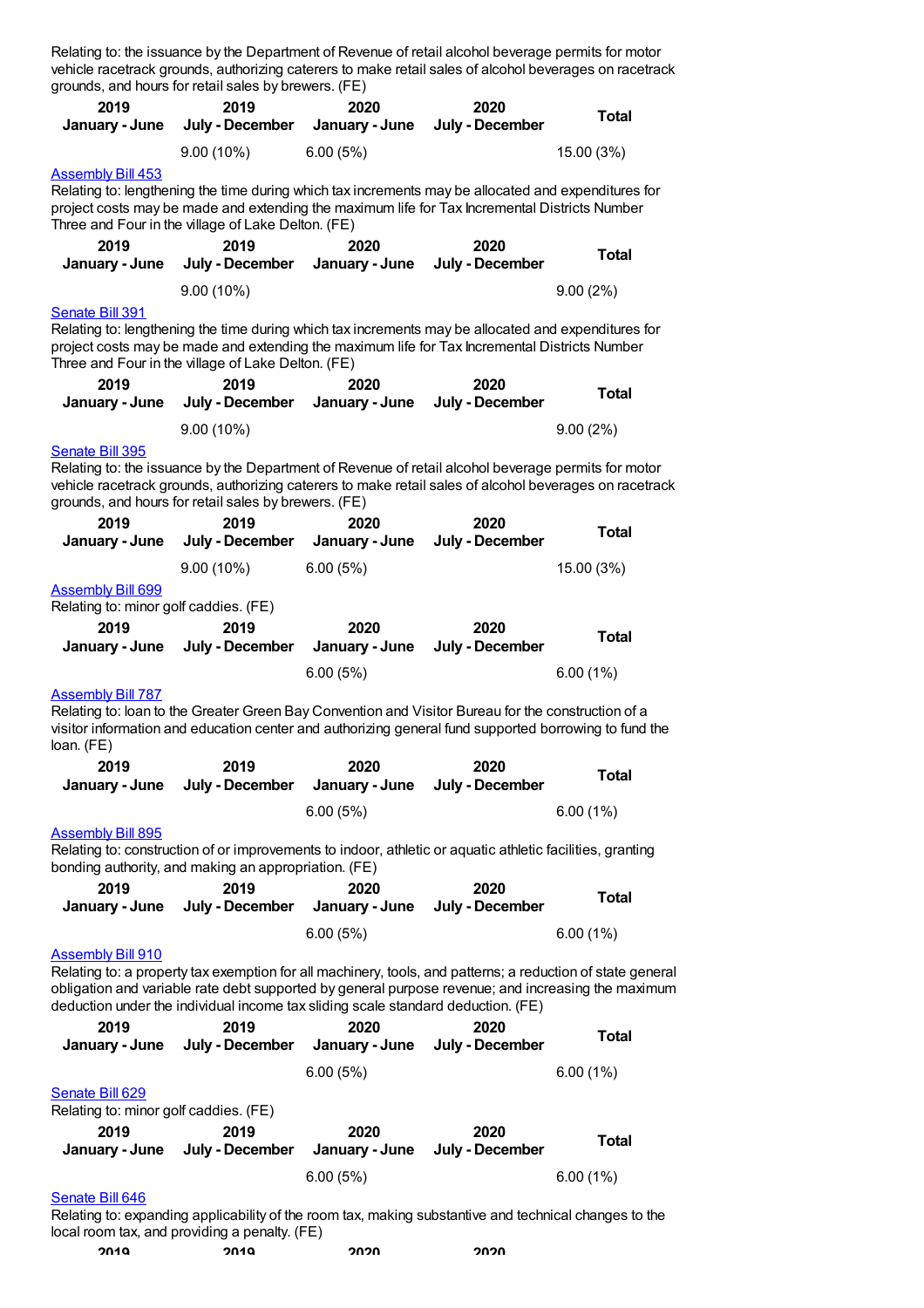Relating to: the issuance by the Department of Revenue of retail alcohol beverage permits for motor vehicle racetrack grounds, authorizing caterers to make retail sales of alcohol beverages on racetrack grounds, and hours for retail sales by brewers. (FE)

| 2019 January - June | 2019 July - December | 2020 January - June | 2020 July - December | Total |
|---|---|---|---|---|
| | 9.00 (10%) | 6.00 (5%) | | 15.00 (3%) |

Assembly Bill 453

Relating to: lengthening the time during which tax increments may be allocated and expenditures for project costs may be made and extending the maximum life for Tax Incremental Districts Number Three and Four in the village of Lake Delton. (FE)

| 2019 January - June | 2019 July - December | 2020 January - June | 2020 July - December | Total |
|---|---|---|---|---|
| | 9.00 (10%) | | | 9.00 (2%) |

Senate Bill 391

Relating to: lengthening the time during which tax increments may be allocated and expenditures for project costs may be made and extending the maximum life for Tax Incremental Districts Number Three and Four in the village of Lake Delton. (FE)

| 2019 January - June | 2019 July - December | 2020 January - June | 2020 July - December | Total |
|---|---|---|---|---|
| | 9.00 (10%) | | | 9.00 (2%) |

Senate Bill 395

Relating to: the issuance by the Department of Revenue of retail alcohol beverage permits for motor vehicle racetrack grounds, authorizing caterers to make retail sales of alcohol beverages on racetrack grounds, and hours for retail sales by brewers. (FE)

| 2019 January - June | 2019 July - December | 2020 January - June | 2020 July - December | Total |
|---|---|---|---|---|
| | 9.00 (10%) | 6.00 (5%) | | 15.00 (3%) |

Assembly Bill 699

Relating to: minor golf caddies. (FE)

| 2019 January - June | 2019 July - December | 2020 January - June | 2020 July - December | Total |
|---|---|---|---|---|
| | | 6.00 (5%) | | 6.00 (1%) |

Assembly Bill 787

Relating to: loan to the Greater Green Bay Convention and Visitor Bureau for the construction of a visitor information and education center and authorizing general fund supported borrowing to fund the loan. (FE)

| 2019 January - June | 2019 July - December | 2020 January - June | 2020 July - December | Total |
|---|---|---|---|---|
| | | 6.00 (5%) | | 6.00 (1%) |

Assembly Bill 895

Relating to: construction of or improvements to indoor, athletic or aquatic athletic facilities, granting bonding authority, and making an appropriation. (FE)

| 2019 January - June | 2019 July - December | 2020 January - June | 2020 July - December | Total |
|---|---|---|---|---|
| | | 6.00 (5%) | | 6.00 (1%) |

Assembly Bill 910

Relating to: a property tax exemption for all machinery, tools, and patterns; a reduction of state general obligation and variable rate debt supported by general purpose revenue; and increasing the maximum deduction under the individual income tax sliding scale standard deduction. (FE)

| 2019 January - June | 2019 July - December | 2020 January - June | 2020 July - December | Total |
|---|---|---|---|---|
| | | 6.00 (5%) | | 6.00 (1%) |

Senate Bill 629

Relating to: minor golf caddies. (FE)

| 2019 January - June | 2019 July - December | 2020 January - June | 2020 July - December | Total |
|---|---|---|---|---|
| | | 6.00 (5%) | | 6.00 (1%) |

Senate Bill 646

Relating to: expanding applicability of the room tax, making substantive and technical changes to the local room tax, and providing a penalty. (FE)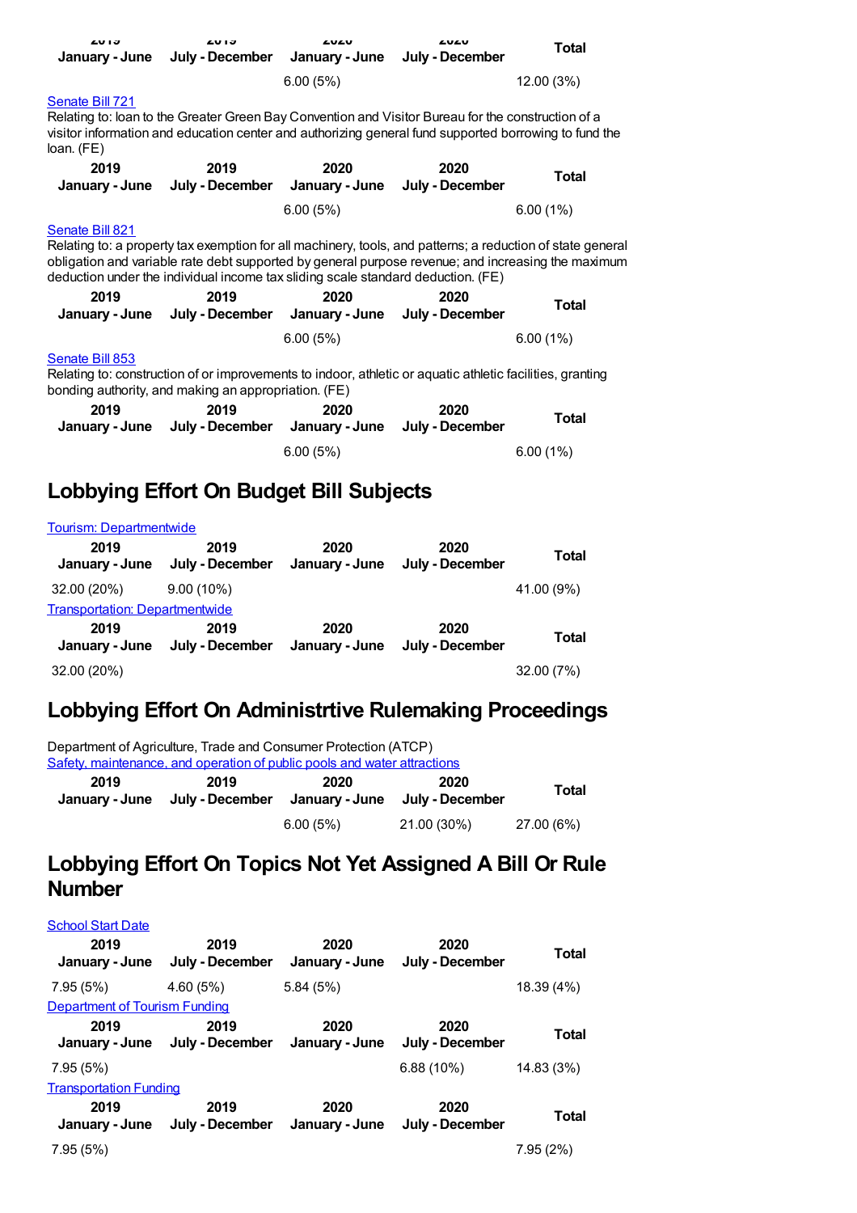| 2019 January - June | 2019 July - December | 2020 January - June | 2020 July - December | Total |
| --- | --- | --- | --- | --- |
| | | 6.00 (5%) | | 12.00 (3%) |

Senate Bill 721

Relating to: loan to the Greater Green Bay Convention and Visitor Bureau for the construction of a visitor information and education center and authorizing general fund supported borrowing to fund the loan. (FE)

| 2019 January - June | 2019 July - December | 2020 January - June | 2020 July - December | Total |
| --- | --- | --- | --- | --- |
| | | 6.00 (5%) | | 6.00 (1%) |

Senate Bill 821

Relating to: a property tax exemption for all machinery, tools, and patterns; a reduction of state general obligation and variable rate debt supported by general purpose revenue; and increasing the maximum deduction under the individual income tax sliding scale standard deduction. (FE)

| 2019 January - June | 2019 July - December | 2020 January - June | 2020 July - December | Total |
| --- | --- | --- | --- | --- |
| | | 6.00 (5%) | | 6.00 (1%) |

Senate Bill 853

Relating to: construction of or improvements to indoor, athletic or aquatic athletic facilities, granting bonding authority, and making an appropriation. (FE)

| 2019 January - June | 2019 July - December | 2020 January - June | 2020 July - December | Total |
| --- | --- | --- | --- | --- |
| | | 6.00 (5%) | | 6.00 (1%) |

## Lobbying Effort On Budget Bill Subjects

Tourism: Departmentwide

| 2019 January - June | 2019 July - December | 2020 January - June | 2020 July - December | Total |
| --- | --- | --- | --- | --- |
| 32.00 (20%) | 9.00 (10%) | | | 41.00 (9%) |

Transportation: Departmentwide

| 2019 January - June | 2019 July - December | 2020 January - June | 2020 July - December | Total |
| --- | --- | --- | --- | --- |
| 32.00 (20%) | | | | 32.00 (7%) |

## Lobbying Effort On Administrtive Rulemaking Proceedings

Department of Agriculture, Trade and Consumer Protection (ATCP)

Safety, maintenance, and operation of public pools and water attractions

| 2019 January - June | 2019 July - December | 2020 January - June | 2020 July - December | Total |
| --- | --- | --- | --- | --- |
| | | 6.00 (5%) | 21.00 (30%) | 27.00 (6%) |

## Lobbying Effort On Topics Not Yet Assigned A Bill Or Rule Number

School Start Date

| 2019 January - June | 2019 July - December | 2020 January - June | 2020 July - December | Total |
| --- | --- | --- | --- | --- |
| 7.95 (5%) | 4.60 (5%) | 5.84 (5%) | | 18.39 (4%) |

Department of Tourism Funding

| 2019 January - June | 2019 July - December | 2020 January - June | 2020 July - December | Total |
| --- | --- | --- | --- | --- |
| 7.95 (5%) | | | 6.88 (10%) | 14.83 (3%) |

Transportation Funding

| 2019 January - June | 2019 July - December | 2020 January - June | 2020 July - December | Total |
| --- | --- | --- | --- | --- |
| 7.95 (5%) | | | | 7.95 (2%) |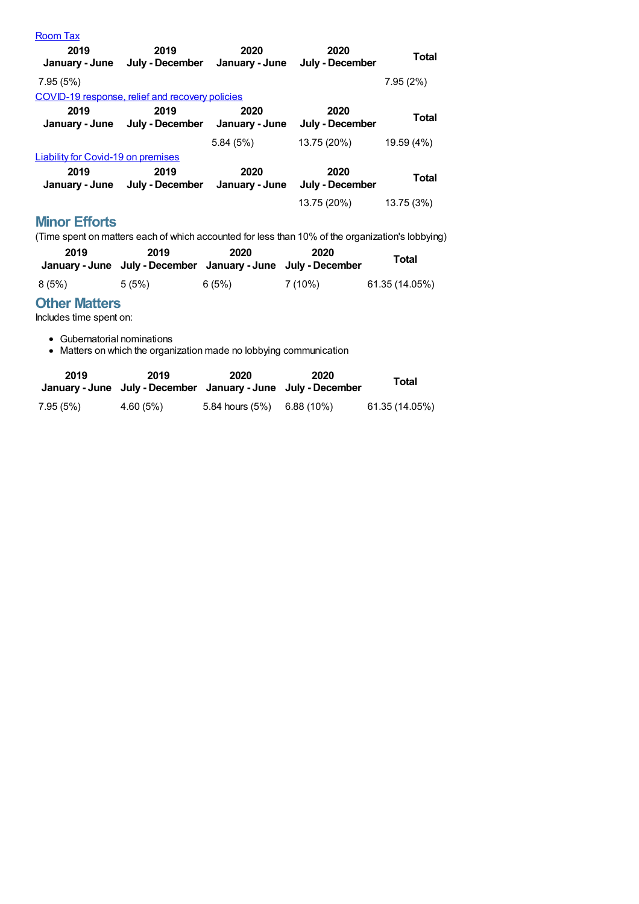Room Tax

| 2019 January - June | 2019 July - December | 2020 January - June | 2020 July - December | Total |
|---|---|---|---|---|
| 7.95 (5%) | | | | 7.95 (2%) |

COVID-19 response, relief and recovery policies

| 2019 January - June | 2019 July - December | 2020 January - June | 2020 July - December | Total |
|---|---|---|---|---|
| | | 5.84 (5%) | 13.75 (20%) | 19.59 (4%) |

Liability for Covid-19 on premises

| 2019 January - June | 2019 July - December | 2020 January - June | 2020 July - December | Total |
|---|---|---|---|---|
| | | | 13.75 (20%) | 13.75 (3%) |

## Minor Efforts

(Time spent on matters each of which accounted for less than 10% of the organization's lobbying)

| 2019 January - June | 2019 July - December | 2020 January - June | 2020 July - December | Total |
|---|---|---|---|---|
| 8 (5%) | 5 (5%) | 6 (5%) | 7 (10%) | 61.35 (14.05%) |

## Other Matters

Includes time spent on:

- Gubernatorial nominations
- Matters on which the organization made no lobbying communication

| 2019 January - June | 2019 July - December | 2020 January - June | 2020 July - December | Total |
|---|---|---|---|---|
| 7.95 (5%) | 4.60 (5%) | 5.84 hours (5%) | 6.88 (10%) | 61.35 (14.05%) |